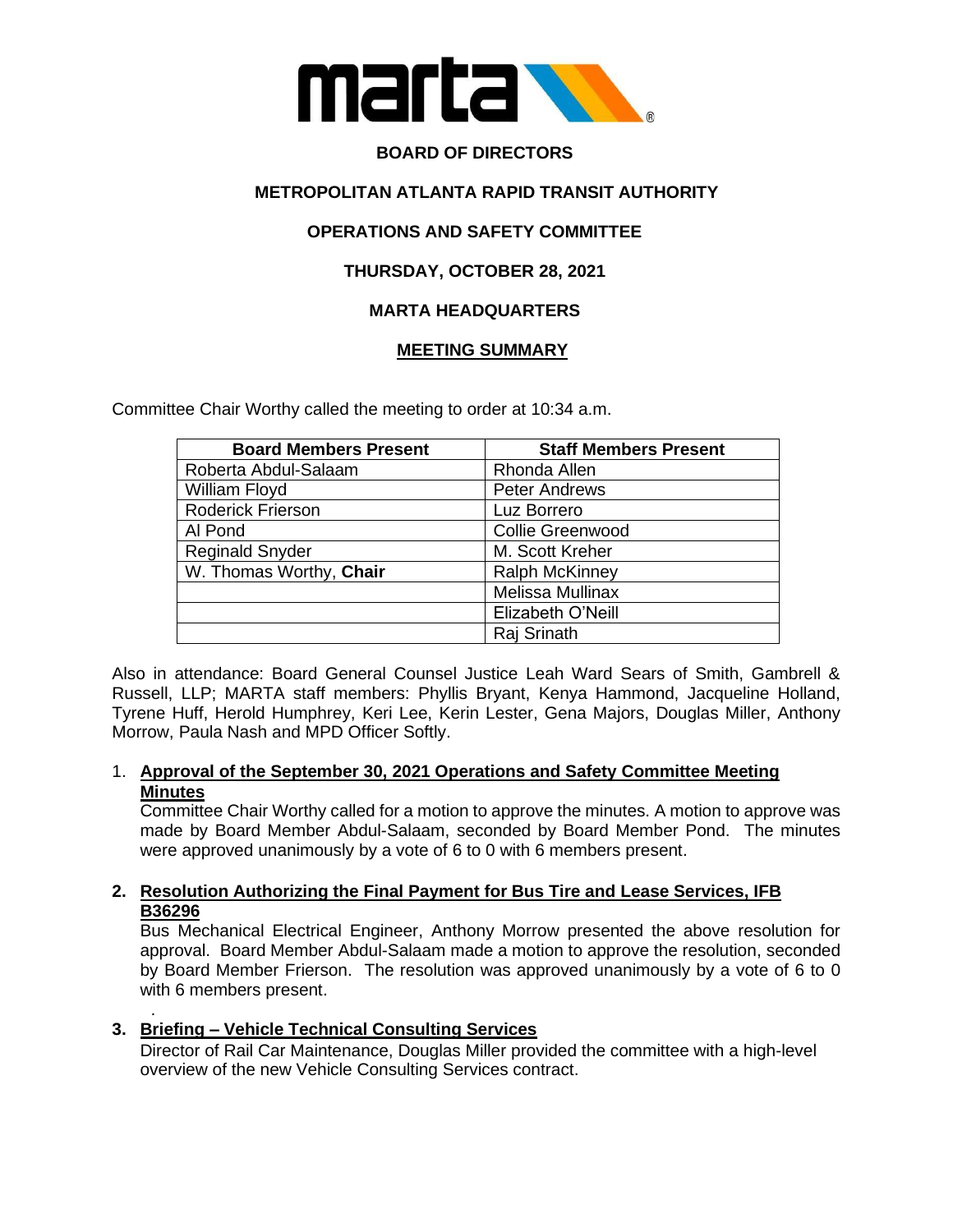# BOARD OF DIRECTORS

## METROPOLITAN ATLANTA RAPID TRANSIT AUTHORITY

## OPERATIONS AND SAFETY COMMITTEE

## THURSDAY, OCTOBER 28, 2021

## MARTA HEADQUARTERS

## MEETING SUMMARY

Committee Chair Worthy called the meeting to order at 10:34 a.m.

| Board Members Present | Staff Members Present |
|---|---|
| Roberta Abdul-Salaam | Rhonda Allen |
| William Floyd | Peter Andrews |
| Roderick Frierson | Luz Borrero |
| Al Pond | Collie Greenwood |
| Reginald Snyder | M. Scott Kreher |
| W. Thomas Worthy, **Chair** | Ralph McKinney |
| | Melissa Mullinax |
| | Elizabeth O'Neill |
| | Raj Srinath |

Also in attendance: Board General Counsel Justice Leah Ward Sears of Smith, Gambrell & Russell, LLP; MARTA staff members: Phyllis Bryant, Kenya Hammond, Jacqueline Holland, Tyrene Huff, Herold Humphrey, Keri Lee, Kerin Lester, Gena Majors, Douglas Miller, Anthony Morrow, Paula Nash and MPD Officer Softly.

1. **Approval of the September 30, 2021 Operations and Safety Committee Meeting Minutes**
   Committee Chair Worthy called for a motion to approve the minutes. A motion to approve was made by Board Member Abdul-Salaam, seconded by Board Member Pond. The minutes were approved unanimously by a vote of 6 to 0 with 6 members present.

2. **Resolution Authorizing the Final Payment for Bus Tire and Lease Services, IFB B36296**
   Bus Mechanical Electrical Engineer, Anthony Morrow presented the above resolution for approval. Board Member Abdul-Salaam made a motion to approve the resolution, seconded by Board Member Frierson. The resolution was approved unanimously by a vote of 6 to 0 with 6 members present.

3. **Briefing – Vehicle Technical Consulting Services**
   Director of Rail Car Maintenance, Douglas Miller provided the committee with a high-level overview of the new Vehicle Consulting Services contract.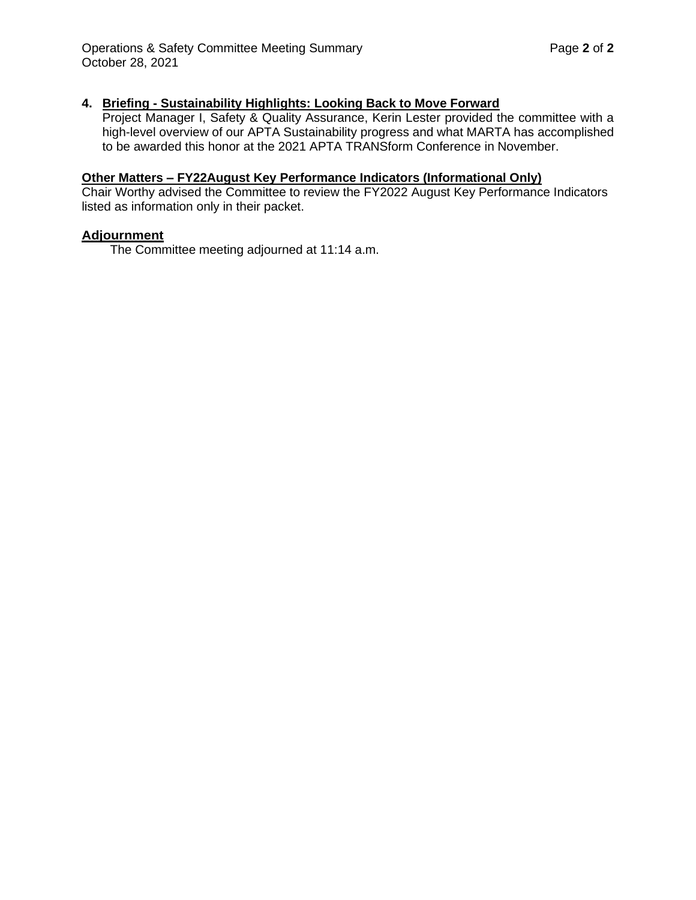4. **Briefing - Sustainability Highlights: Looking Back to Move Forward**
   Project Manager I, Safety & Quality Assurance, Kerin Lester provided the committee with a high-level overview of our APTA Sustainability progress and what MARTA has accomplished to be awarded this honor at the 2021 APTA TRANSform Conference in November.

**Other Matters – FY22August Key Performance Indicators (Informational Only)**

Chair Worthy advised the Committee to review the FY2022 August Key Performance Indicators listed as information only in their packet.

**Adjournment**

The Committee meeting adjourned at 11:14 a.m.